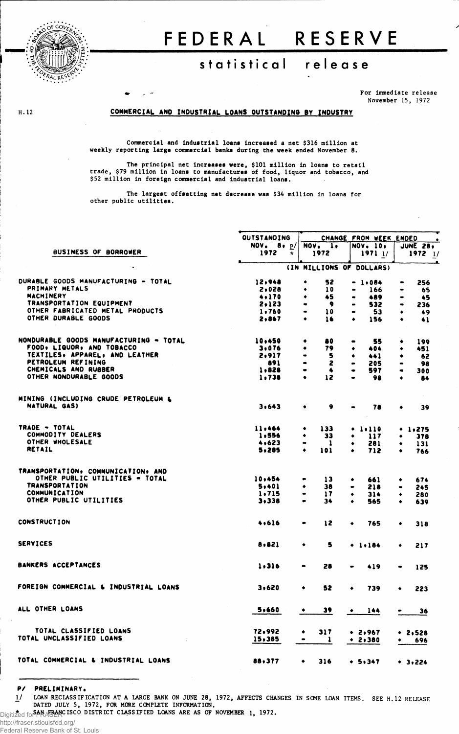# FEDERAL RESERVE

## statistical release

For immediate release
November 15, 1972

H.12

**COMMERCIAL AND INDUSTRIAL LOANS OUTSTANDING BY INDUSTRY**

Commercial and industrial loans increased a net $316 million at weekly reporting large commercial banks during the week ended November 8.

The principal net increases were, $101 million in loans to retail trade, $79 million in loans to manufactures of food, liquor and tobacco, and $52 million in foreign commercial and industrial loans.

The largest offsetting net decrease was $34 million in loans for other public utilities.

| BUSINESS OF BORROWER | OUTSTANDING NOV. 8, p/ 1972 * | CHANGE FROM WEEK ENDED NOV. 1, 1972 | NOV. 10, 1971 1/ | JUNE 28, 1972 1/ |
|---|---|---|---|---|
| | (IN MILLIONS OF DOLLARS) | | | |
| DURABLE GOODS MANUFACTURING - TOTAL | 12,948 | + 52 | - 1,084 | - 256 |
| PRIMARY METALS | 2,028 | + 10 | - 166 | - 65 |
| MACHINERY | 4,170 | + 45 | - 489 | - 45 |
| TRANSPORTATION EQUIPMENT | 2,123 | - 9 | - 532 | - 236 |
| OTHER FABRICATED METAL PRODUCTS | 1,760 | - 10 | - 53 | + 49 |
| OTHER DURABLE GOODS | 2,867 | + 16 | + 156 | + 41 |
| NONDURABLE GOODS MANUFACTURING - TOTAL | 10,450 | + 80 | - 55 | + 199 |
| FOOD, LIQUOR, AND TOBACCO | 3,076 | + 79 | + 404 | + 451 |
| TEXTILES, APPAREL, AND LEATHER | 2,917 | - 5 | + 441 | + 62 |
| PETROLEUM REFINING | 891 | - 2 | - 205 | - 98 |
| CHEMICALS AND RUBBER | 1,828 | - 4 | - 597 | - 300 |
| OTHER NONDURABLE GOODS | 1,738 | + 12 | - 98 | + 84 |
| MINING (INCLUDING CRUDE PETROLEUM & NATURAL GAS) | 3,643 | + 9 | - 78 | + 39 |
| TRADE - TOTAL | 11,464 | + 133 | + 1,110 | + 1,275 |
| COMMODITY DEALERS | 1,556 | + 33 | + 117 | + 378 |
| OTHER WHOLESALE | 4,623 | - 1 | + 281 | + 131 |
| RETAIL | 5,285 | + 101 | + 712 | + 766 |
| TRANSPORTATION, COMMUNICATION, AND OTHER PUBLIC UTILITIES - TOTAL | 10,454 | - 13 | + 661 | + 674 |
| TRANSPORTATION | 5,401 | + 38 | - 218 | - 245 |
| COMMUNICATION | 1,715 | - 17 | + 314 | + 280 |
| OTHER PUBLIC UTILITIES | 3,338 | - 34 | + 565 | + 639 |
| CONSTRUCTION | 4,616 | - 12 | + 765 | + 318 |
| SERVICES | 8,821 | + 5 | + 1,184 | + 217 |
| BANKERS ACCEPTANCES | 1,316 | - 28 | - 419 | - 125 |
| FOREIGN COMMERCIAL & INDUSTRIAL LOANS | 3,620 | + 52 | + 739 | + 223 |
| ALL OTHER LOANS | 5,660 | + 39 | + 144 | - 36 |
| TOTAL CLASSIFIED LOANS | 72,992 | + 317 | + 2,967 | + 2,528 |
| TOTAL UNCLASSIFIED LOANS | 15,385 | - 1 | + 2,380 | + 696 |
| TOTAL COMMERCIAL & INDUSTRIAL LOANS | 88,377 | + 316 | + 5,347 | + 3,224 |

P/ PRELIMINARY.

1/ LOAN RECLASSIFICATION AT A LARGE BANK ON JUNE 28, 1972, AFFECTS CHANGES IN SOME LOAN ITEMS. SEE H.12 RELEASE DATED JULY 5, 1972, FOR MORE COMPLETE INFORMATION.

\* SAN FRANCISCO DISTRICT CLASSIFIED LOANS ARE AS OF NOVEMBER 1, 1972.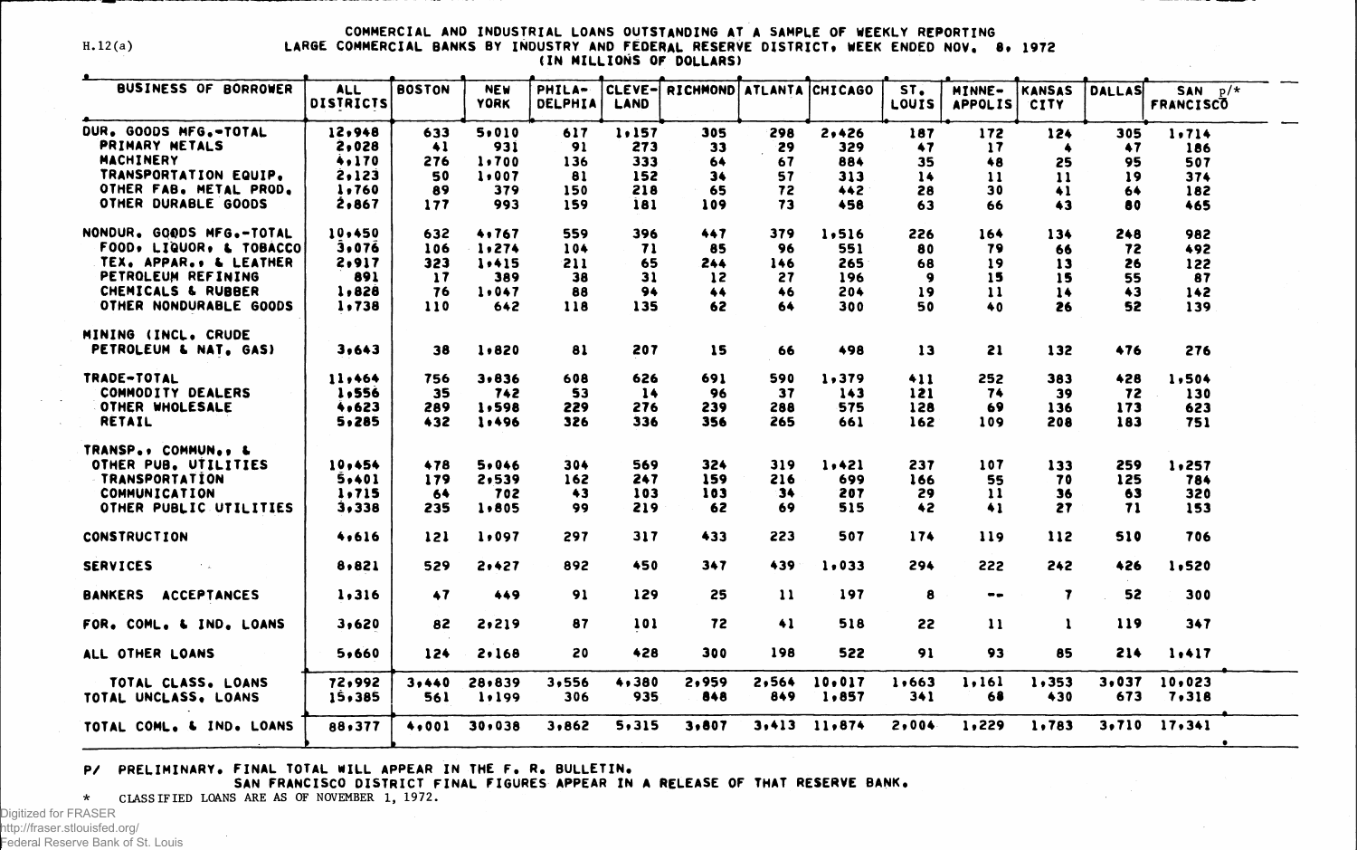H.12(a)

# COMMERCIAL AND INDUSTRIAL LOANS OUTSTANDING AT A SAMPLE OF WEEKLY REPORTING LARGE COMMERCIAL BANKS BY INDUSTRY AND FEDERAL RESERVE DISTRICT, WEEK ENDED NOV. 8, 1972

(IN MILLIONS OF DOLLARS)

| BUSINESS OF BORROWER | ALL DISTRICTS | BOSTON | NEW YORK | PHILA-DELPHIA | CLEVE-LAND | RICHMOND | ATLANTA | CHICAGO | ST. LOUIS | MINNE-APOLIS | KANSAS CITY | DALLAS | SAN FRANCISCO p/* |
|---|---|---|---|---|---|---|---|---|---|---|---|---|---|
| DUR. GOODS MFG.-TOTAL | 12,948 | 633 | 5,010 | 617 | 1,157 | 305 | 298 | 2,426 | 187 | 172 | 124 | 305 | 1,714 |
| PRIMARY METALS | 2,028 | 41 | 931 | 91 | 273 | 33 | 29 | 329 | 47 | 17 | 4 | 47 | 186 |
| MACHINERY | 4,170 | 276 | 1,700 | 136 | 333 | 64 | 67 | 884 | 35 | 48 | 25 | 95 | 507 |
| TRANSPORTATION EQUIP. | 2,123 | 50 | 1,007 | 81 | 152 | 34 | 57 | 313 | 14 | 11 | 11 | 19 | 374 |
| OTHER FAB. METAL PROD. | 1,760 | 89 | 379 | 150 | 218 | 65 | 72 | 442 | 28 | 30 | 41 | 64 | 182 |
| OTHER DURABLE GOODS | 2,867 | 177 | 993 | 159 | 181 | 109 | 73 | 458 | 63 | 66 | 43 | 80 | 465 |
| NONDUR. GOODS MFG.-TOTAL | 10,450 | 632 | 4,767 | 559 | 396 | 447 | 379 | 1,516 | 226 | 164 | 134 | 248 | 982 |
| FOOD, LIQUOR, & TOBACCO | 3,076 | 106 | 1,274 | 104 | 71 | 85 | 96 | 551 | 80 | 79 | 66 | 72 | 492 |
| TEX., APPAR., & LEATHER | 2,917 | 323 | 1,415 | 211 | 65 | 244 | 146 | 265 | 68 | 19 | 13 | 26 | 122 |
| PETROLEUM REFINING | 891 | 17 | 389 | 38 | 31 | 12 | 27 | 196 | 9 | 15 | 15 | 55 | 87 |
| CHEMICALS & RUBBER | 1,828 | 76 | 1,047 | 88 | 94 | 44 | 46 | 204 | 19 | 11 | 14 | 43 | 142 |
| OTHER NONDURABLE GOODS | 1,738 | 110 | 642 | 118 | 135 | 62 | 64 | 300 | 50 | 40 | 26 | 52 | 139 |
| MINING (INCL. CRUDE PETROLEUM & NAT. GAS) | 3,643 | 38 | 1,820 | 81 | 207 | 15 | 66 | 498 | 13 | 21 | 132 | 476 | 276 |
| TRADE-TOTAL | 11,464 | 756 | 3,836 | 608 | 626 | 691 | 590 | 1,379 | 411 | 252 | 383 | 428 | 1,504 |
| COMMODITY DEALERS | 1,556 | 35 | 742 | 53 | 14 | 96 | 37 | 143 | 121 | 74 | 39 | 72 | 130 |
| OTHER WHOLESALE | 4,623 | 289 | 1,598 | 229 | 276 | 239 | 288 | 575 | 128 | 69 | 136 | 173 | 623 |
| RETAIL | 5,285 | 432 | 1,496 | 326 | 336 | 356 | 265 | 661 | 162 | 109 | 208 | 183 | 751 |
| TRANSP., COMMUN., & OTHER PUB. UTILITIES | 10,454 | 478 | 5,046 | 304 | 569 | 324 | 319 | 1,421 | 237 | 107 | 133 | 259 | 1,257 |
| TRANSPORTATION | 5,401 | 179 | 2,539 | 162 | 247 | 159 | 216 | 699 | 166 | 55 | 70 | 125 | 784 |
| COMMUNICATION | 1,715 | 64 | 702 | 43 | 103 | 103 | 34 | 207 | 29 | 11 | 36 | 63 | 320 |
| OTHER PUBLIC UTILITIES | 3,338 | 235 | 1,805 | 99 | 219 | 62 | 69 | 515 | 42 | 41 | 27 | 71 | 153 |
| CONSTRUCTION | 4,616 | 121 | 1,097 | 297 | 317 | 433 | 223 | 507 | 174 | 119 | 112 | 510 | 706 |
| SERVICES | 8,821 | 529 | 2,427 | 892 | 450 | 347 | 439 | 1,033 | 294 | 222 | 242 | 426 | 1,520 |
| BANKERS ACCEPTANCES | 1,316 | 47 | 449 | 91 | 129 | 25 | 11 | 197 | 8 | -- | 7 | 52 | 300 |
| FOR. COML. & IND. LOANS | 3,620 | 82 | 2,219 | 87 | 101 | 72 | 41 | 518 | 22 | 11 | 1 | 119 | 347 |
| ALL OTHER LOANS | 5,660 | 124 | 2,168 | 20 | 428 | 300 | 198 | 522 | 91 | 93 | 85 | 214 | 1,417 |
| TOTAL CLASS. LOANS | 72,992 | 3,440 | 28,839 | 3,556 | 4,380 | 2,959 | 2,564 | 10,017 | 1,663 | 1,161 | 1,353 | 3,037 | 10,023 |
| TOTAL UNCLASS. LOANS | 15,385 | 561 | 1,199 | 306 | 935 | 848 | 849 | 1,857 | 341 | 68 | 430 | 673 | 7,318 |
| TOTAL COML. & IND. LOANS | 88,377 | 4,001 | 30,038 | 3,862 | 5,315 | 3,807 | 3,413 | 11,874 | 2,004 | 1,229 | 1,783 | 3,710 | 17,341 |

P/ PRELIMINARY. FINAL TOTAL WILL APPEAR IN THE F. R. BULLETIN.
SAN FRANCISCO DISTRICT FINAL FIGURES APPEAR IN A RELEASE OF THAT RESERVE BANK.

\* CLASSIFIED LOANS ARE AS OF NOVEMBER 1, 1972.